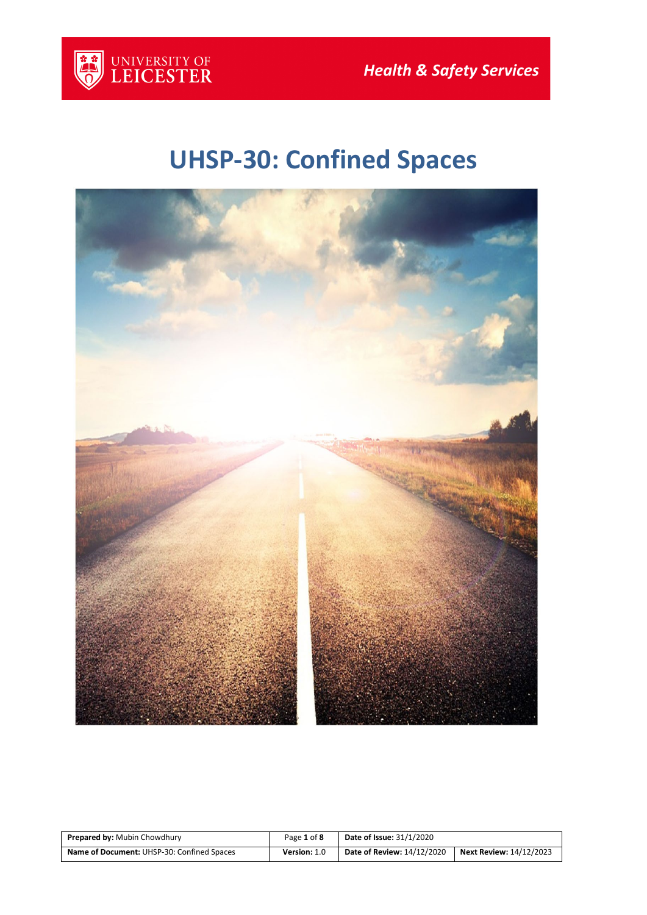UNIVERSITY OF LEICESTER

*Health & Safety Services*

# UHSP-30: Confined Spaces

| **Prepared by:** Mubin Chowdhury | Page **1** of **8** | **Date of Issue:** 31/1/2020 | |
|---|---|---|---|
| **Name of Document:** UHSP-30: Confined Spaces | **Version:** 1.0 | **Date of Review:** 14/12/2020 | **Next Review:** 14/12/2023 |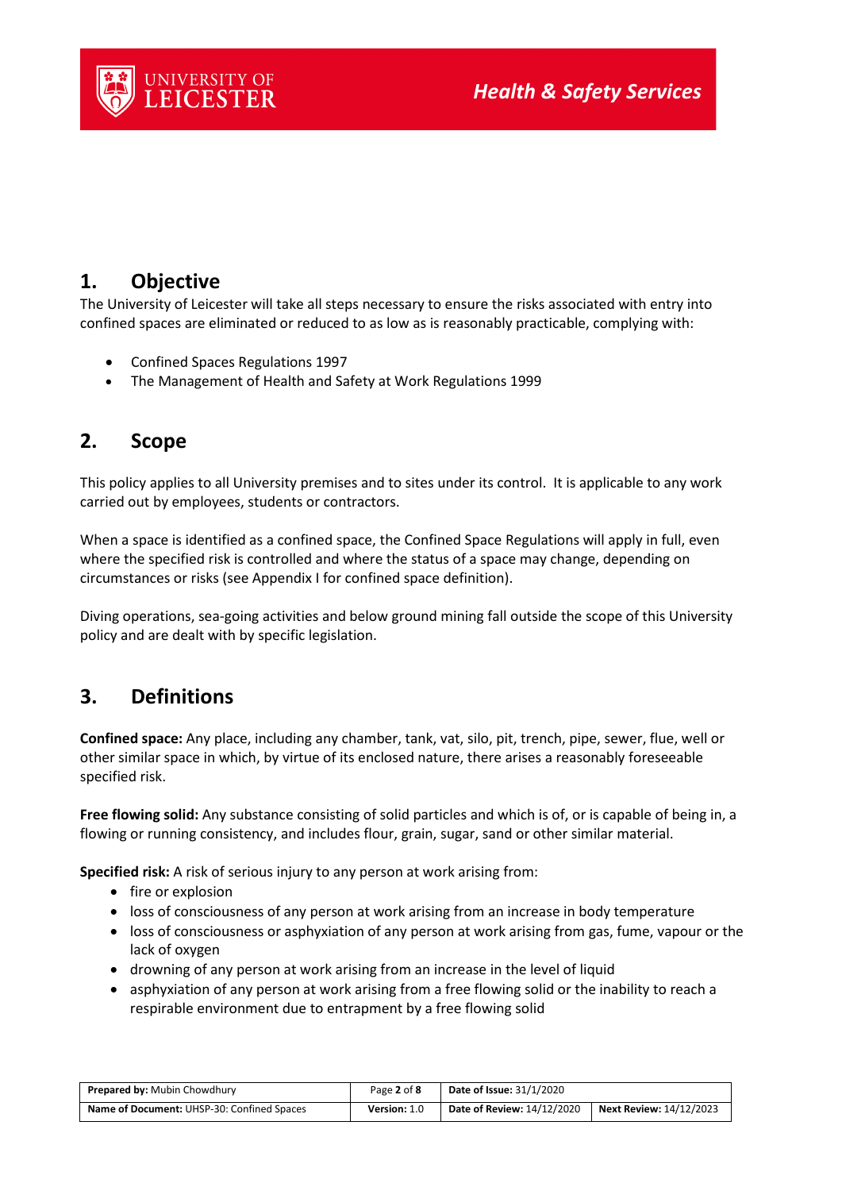## 1. Objective

The University of Leicester will take all steps necessary to ensure the risks associated with entry into confined spaces are eliminated or reduced to as low as is reasonably practicable, complying with:

- Confined Spaces Regulations 1997
- The Management of Health and Safety at Work Regulations 1999

## 2. Scope

This policy applies to all University premises and to sites under its control. It is applicable to any work carried out by employees, students or contractors.

When a space is identified as a confined space, the Confined Space Regulations will apply in full, even where the specified risk is controlled and where the status of a space may change, depending on circumstances or risks (see Appendix I for confined space definition).

Diving operations, sea-going activities and below ground mining fall outside the scope of this University policy and are dealt with by specific legislation.

## 3. Definitions

**Confined space:** Any place, including any chamber, tank, vat, silo, pit, trench, pipe, sewer, flue, well or other similar space in which, by virtue of its enclosed nature, there arises a reasonably foreseeable specified risk.

**Free flowing solid:** Any substance consisting of solid particles and which is of, or is capable of being in, a flowing or running consistency, and includes flour, grain, sugar, sand or other similar material.

**Specified risk:** A risk of serious injury to any person at work arising from:

- fire or explosion
- loss of consciousness of any person at work arising from an increase in body temperature
- loss of consciousness or asphyxiation of any person at work arising from gas, fume, vapour or the lack of oxygen
- drowning of any person at work arising from an increase in the level of liquid
- asphyxiation of any person at work arising from a free flowing solid or the inability to reach a respirable environment due to entrapment by a free flowing solid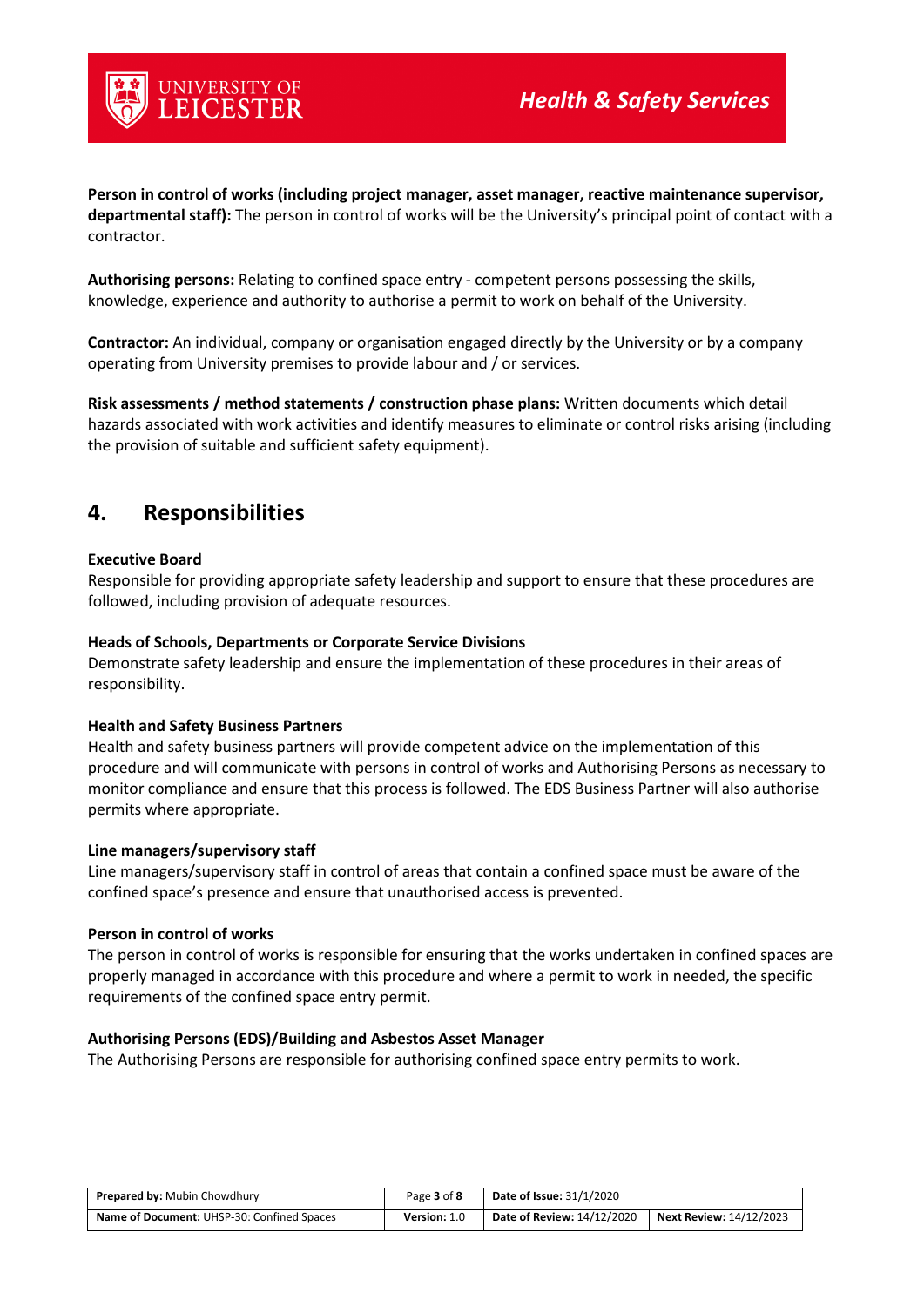**Person in control of works (including project manager, asset manager, reactive maintenance supervisor, departmental staff):** The person in control of works will be the University's principal point of contact with a contractor.

**Authorising persons:** Relating to confined space entry - competent persons possessing the skills, knowledge, experience and authority to authorise a permit to work on behalf of the University.

**Contractor:** An individual, company or organisation engaged directly by the University or by a company operating from University premises to provide labour and / or services.

**Risk assessments / method statements / construction phase plans:** Written documents which detail hazards associated with work activities and identify measures to eliminate or control risks arising (including the provision of suitable and sufficient safety equipment).

## 4. Responsibilities

**Executive Board**

Responsible for providing appropriate safety leadership and support to ensure that these procedures are followed, including provision of adequate resources.

**Heads of Schools, Departments or Corporate Service Divisions**

Demonstrate safety leadership and ensure the implementation of these procedures in their areas of responsibility.

**Health and Safety Business Partners**

Health and safety business partners will provide competent advice on the implementation of this procedure and will communicate with persons in control of works and Authorising Persons as necessary to monitor compliance and ensure that this process is followed. The EDS Business Partner will also authorise permits where appropriate.

**Line managers/supervisory staff**

Line managers/supervisory staff in control of areas that contain a confined space must be aware of the confined space's presence and ensure that unauthorised access is prevented.

**Person in control of works**

The person in control of works is responsible for ensuring that the works undertaken in confined spaces are properly managed in accordance with this procedure and where a permit to work in needed, the specific requirements of the confined space entry permit.

**Authorising Persons (EDS)/Building and Asbestos Asset Manager**

The Authorising Persons are responsible for authorising confined space entry permits to work.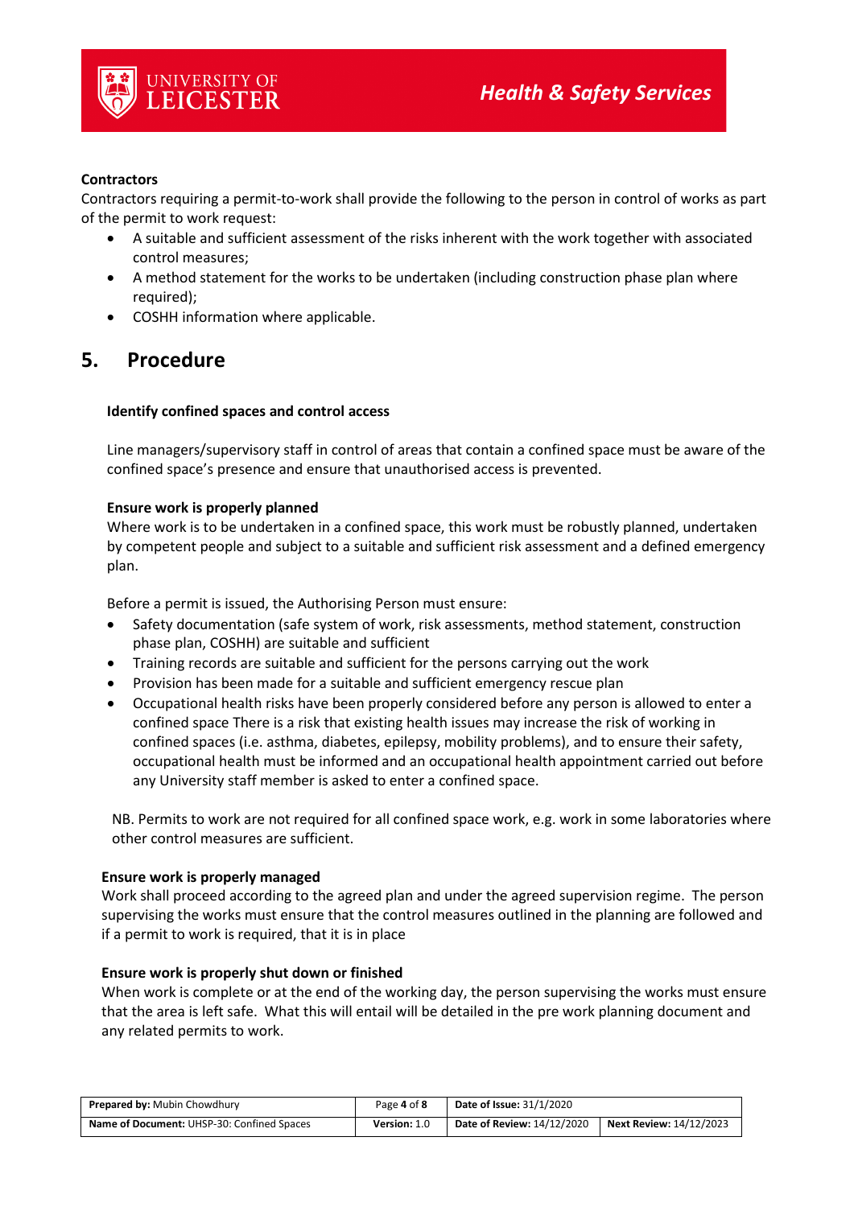**Contractors**

Contractors requiring a permit-to-work shall provide the following to the person in control of works as part of the permit to work request:

- A suitable and sufficient assessment of the risks inherent with the work together with associated control measures;
- A method statement for the works to be undertaken (including construction phase plan where required);
- COSHH information where applicable.

## 5. Procedure

**Identify confined spaces and control access**

Line managers/supervisory staff in control of areas that contain a confined space must be aware of the confined space's presence and ensure that unauthorised access is prevented.

**Ensure work is properly planned**

Where work is to be undertaken in a confined space, this work must be robustly planned, undertaken by competent people and subject to a suitable and sufficient risk assessment and a defined emergency plan.

Before a permit is issued, the Authorising Person must ensure:

- Safety documentation (safe system of work, risk assessments, method statement, construction phase plan, COSHH) are suitable and sufficient
- Training records are suitable and sufficient for the persons carrying out the work
- Provision has been made for a suitable and sufficient emergency rescue plan
- Occupational health risks have been properly considered before any person is allowed to enter a confined space There is a risk that existing health issues may increase the risk of working in confined spaces (i.e. asthma, diabetes, epilepsy, mobility problems), and to ensure their safety, occupational health must be informed and an occupational health appointment carried out before any University staff member is asked to enter a confined space.

NB. Permits to work are not required for all confined space work, e.g. work in some laboratories where other control measures are sufficient.

**Ensure work is properly managed**

Work shall proceed according to the agreed plan and under the agreed supervision regime. The person supervising the works must ensure that the control measures outlined in the planning are followed and if a permit to work is required, that it is in place

**Ensure work is properly shut down or finished**

When work is complete or at the end of the working day, the person supervising the works must ensure that the area is left safe. What this will entail will be detailed in the pre work planning document and any related permits to work.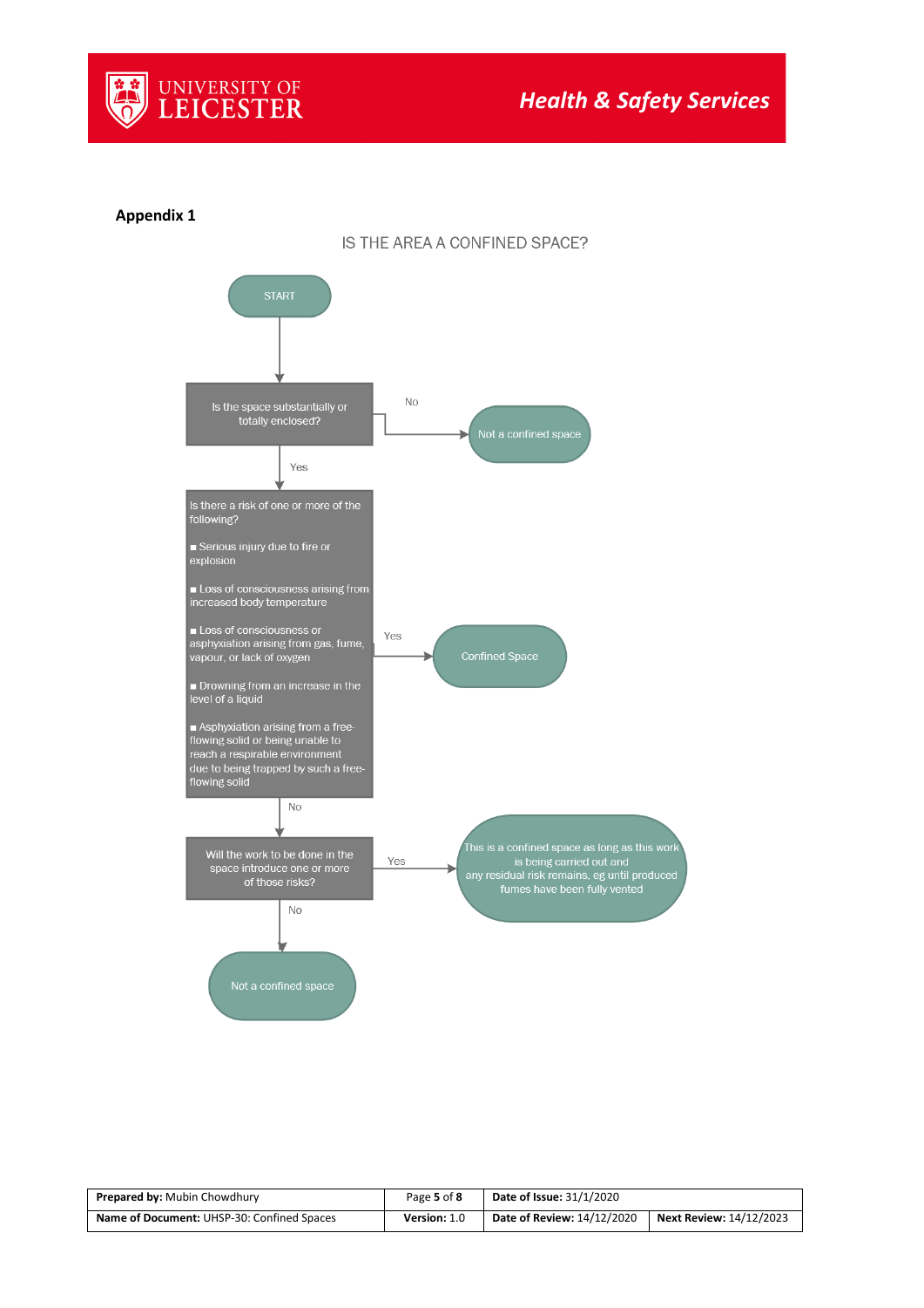**Appendix 1**

IS THE AREA A CONFINED SPACE?

START

Is the space substantially or totally enclosed?

- No → Not a confined space
- Yes ↓

Is there a risk of one or more of the following?

- Serious injury due to fire or explosion
- Loss of consciousness arising from increased body temperature
- Loss of consciousness or asphyxiation arising from gas, fume, vapour, or lack of oxygen
- Drowning from an increase in the level of a liquid
- Asphyxiation arising from a free-flowing solid or being unable to reach a respirable environment due to being trapped by such a free-flowing solid

- Yes → Confined Space
- No ↓

Will the work to be done in the space introduce one or more of those risks?

- Yes → This is a confined space as long as this work is being carried out and any residual risk remains, eg until produced fumes have been fully vented
- No → Not a confined space

| **Prepared by:** Mubin Chowdhury | Page **5** of **8** | **Date of Issue:** 31/1/2020 | |
|---|---|---|---|
| **Name of Document:** UHSP-30: Confined Spaces | **Version:** 1.0 | **Date of Review:** 14/12/2020 | **Next Review:** 14/12/2023 |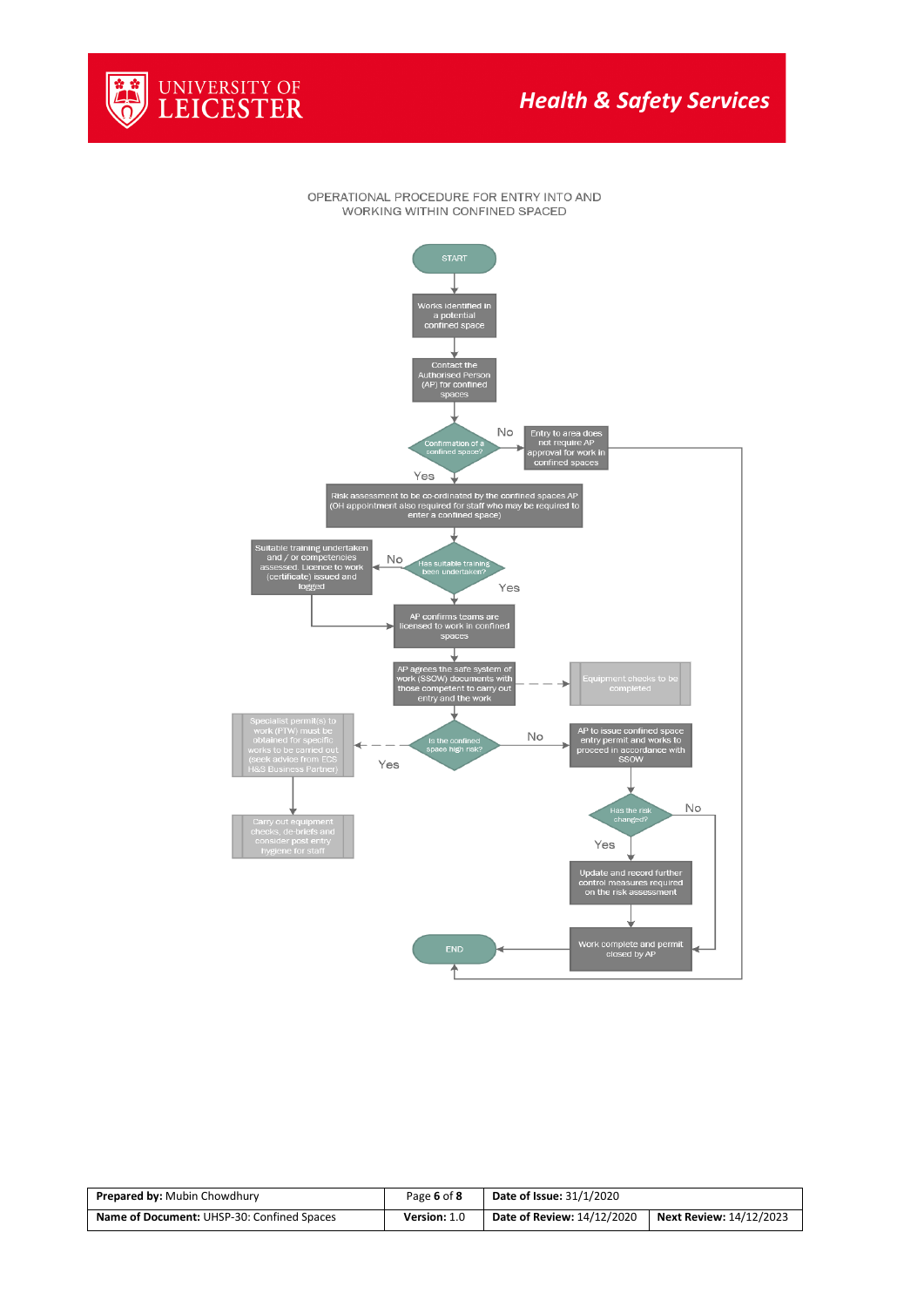OPERATIONAL PROCEDURE FOR ENTRY INTO AND WORKING WITHIN CONFINED SPACED

START

Works identified in a potential confined space

Contact the Authorised Person (AP) for confined spaces

Confirmation of a confined space?

No

Entry to area does not require AP approval for work in confined spaces

Yes

Risk assessment to be co-ordinated by the confined spaces AP (OH appointment also required for staff who may be required to enter a confined space)

Suitable training undertaken and / or competencies assessed. Licence to work (certificate) issued and logged

No

Has suitable training been undertaken?

Yes

AP confirms teams are licensed to work in confined spaces

AP agrees the safe system of work (SSOW) documents with those competent to carry out entry and the work

Equipment checks to be completed

Specialist permit(s) to work (PTW) must be obtained for specific works to be carried out (seek advice from ECS H&S Business Partner)

Is the confined space high risk?

No

AP to issue confined space entry permit and works to proceed in accordance with SSOW

Yes

Carry out equipment checks, de-briefs and consider post entry hygiene for staff

Has the risk changed?

No

Yes

Update and record further control measures required on the risk assessment

END

Work complete and permit closed by AP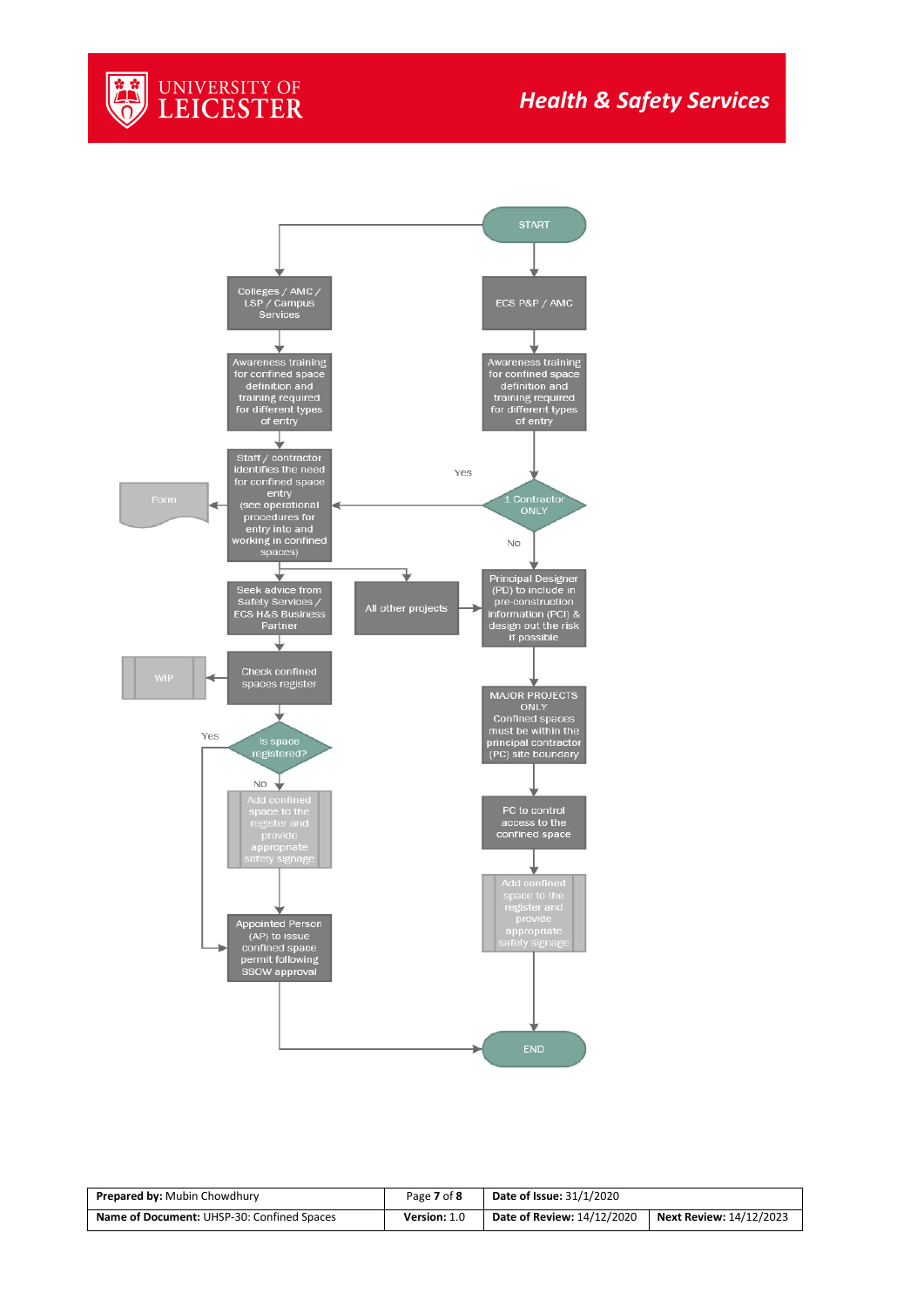START

Colleges / AMC / LSP / Campus Services

ECS P&P / AMC

Awareness training for confined space definition and training required for different types of entry

Awareness training for confined space definition and training required for different types of entry

Staff / contractor identifies the need for confined space entry (see operational procedures for entry into and working in confined spaces)

Form

1 Contractor ONLY

Yes

No

Seek advice from Safety Services / ECS H&S Business Partner

All other projects

Principal Designer (PD) to include in pre-construction information (PCI) & design out the risk if possible

Check confined spaces register

WIP

MAJOR PROJECTS ONLY Confined spaces must be within the principal contractor (PC) site boundary

Is space registered?

Yes

No

Add confined space to the register and provide appropriate safety signage

PC to control access to the confined space

Add confined space to the register and provide appropriate safety signage

Appointed Person (AP) to issue confined space permit following SSOW approval

END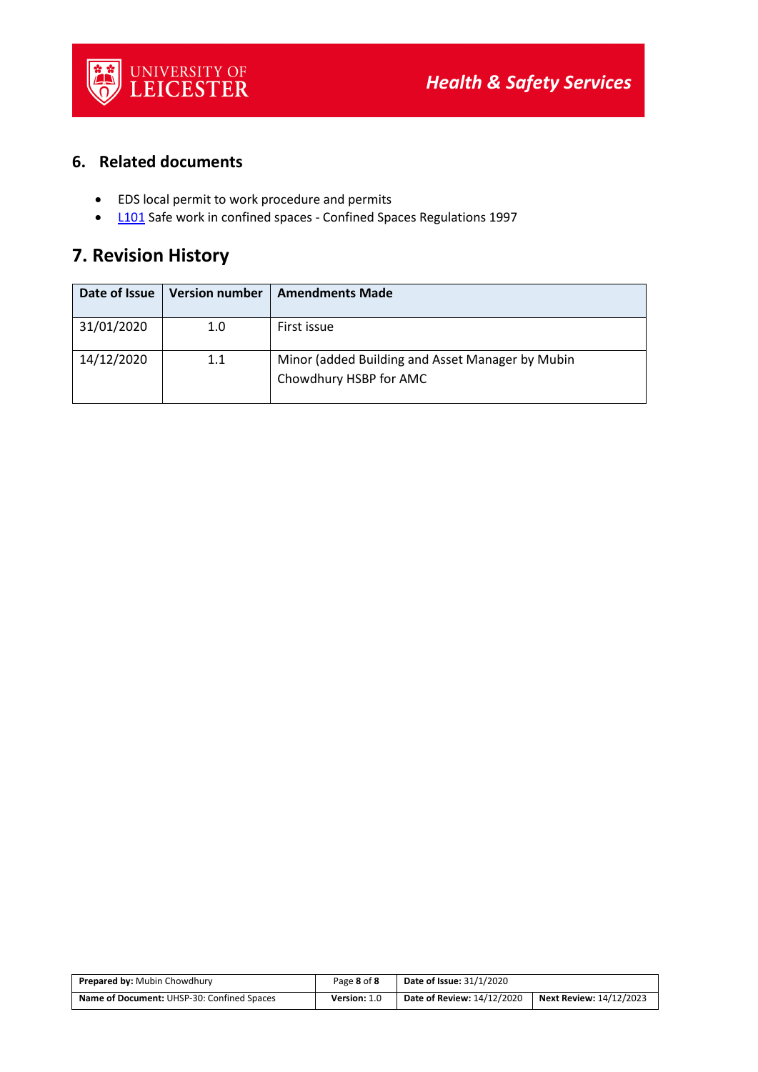## 6. Related documents

- EDS local permit to work procedure and permits
- L101 Safe work in confined spaces - Confined Spaces Regulations 1997

## 7. Revision History

| Date of Issue | Version number | Amendments Made |
|---|---|---|
| 31/01/2020 | 1.0 | First issue |
| 14/12/2020 | 1.1 | Minor (added Building and Asset Manager by Mubin Chowdhury HSBP for AMC |